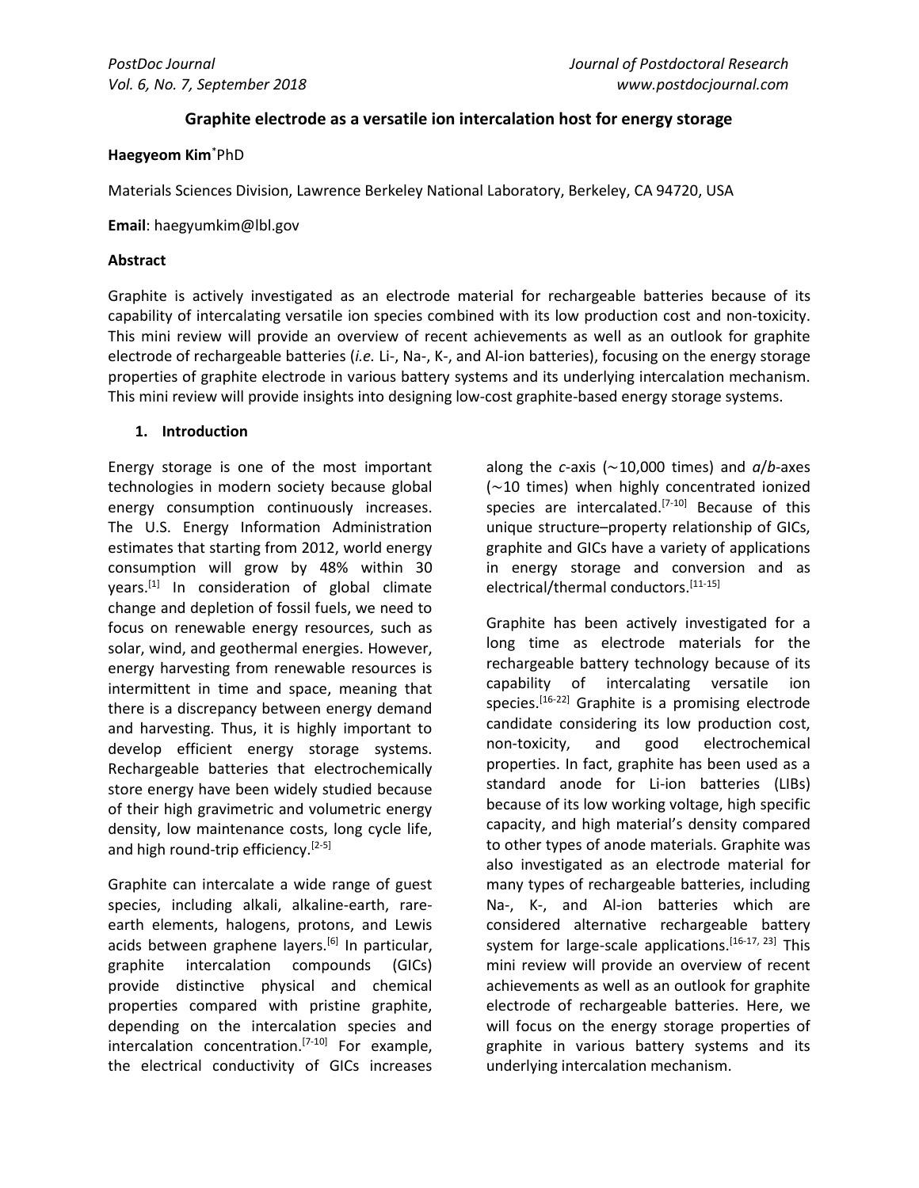# Graphite electrode as a versatile ion intercalation host for energy storage

**Haegyeom Kim**[*]PhD

Materials Sciences Division, Lawrence Berkeley National Laboratory, Berkeley, CA 94720, USA

**Email**: haegyumkim@lbl.gov

**Abstract**

Graphite is actively investigated as an electrode material for rechargeable batteries because of its capability of intercalating versatile ion species combined with its low production cost and non-toxicity. This mini review will provide an overview of recent achievements as well as an outlook for graphite electrode of rechargeable batteries (*i.e.* Li-, Na-, K-, and Al-ion batteries), focusing on the energy storage properties of graphite electrode in various battery systems and its underlying intercalation mechanism. This mini review will provide insights into designing low-cost graphite-based energy storage systems.

## 1. Introduction

Energy storage is one of the most important technologies in modern society because global energy consumption continuously increases. The U.S. Energy Information Administration estimates that starting from 2012, world energy consumption will grow by 48% within 30 years.[1] In consideration of global climate change and depletion of fossil fuels, we need to focus on renewable energy resources, such as solar, wind, and geothermal energies. However, energy harvesting from renewable resources is intermittent in time and space, meaning that there is a discrepancy between energy demand and harvesting. Thus, it is highly important to develop efficient energy storage systems. Rechargeable batteries that electrochemically store energy have been widely studied because of their high gravimetric and volumetric energy density, low maintenance costs, long cycle life, and high round-trip efficiency.[2-5]

Graphite can intercalate a wide range of guest species, including alkali, alkaline-earth, rare-earth elements, halogens, protons, and Lewis acids between graphene layers.[6] In particular, graphite intercalation compounds (GICs) provide distinctive physical and chemical properties compared with pristine graphite, depending on the intercalation species and intercalation concentration.[7-10] For example, the electrical conductivity of GICs increases along the *c*-axis (~10,000 times) and *a*/*b*-axes (~10 times) when highly concentrated ionized species are intercalated.[7-10] Because of this unique structure–property relationship of GICs, graphite and GICs have a variety of applications in energy storage and conversion and as electrical/thermal conductors.[11-15]

Graphite has been actively investigated for a long time as electrode materials for the rechargeable battery technology because of its capability of intercalating versatile ion species.[16-22] Graphite is a promising electrode candidate considering its low production cost, non-toxicity, and good electrochemical properties. In fact, graphite has been used as a standard anode for Li-ion batteries (LIBs) because of its low working voltage, high specific capacity, and high material's density compared to other types of anode materials. Graphite was also investigated as an electrode material for many types of rechargeable batteries, including Na-, K-, and Al-ion batteries which are considered alternative rechargeable battery system for large-scale applications.[16-17, 23] This mini review will provide an overview of recent achievements as well as an outlook for graphite electrode of rechargeable batteries. Here, we will focus on the energy storage properties of graphite in various battery systems and its underlying intercalation mechanism.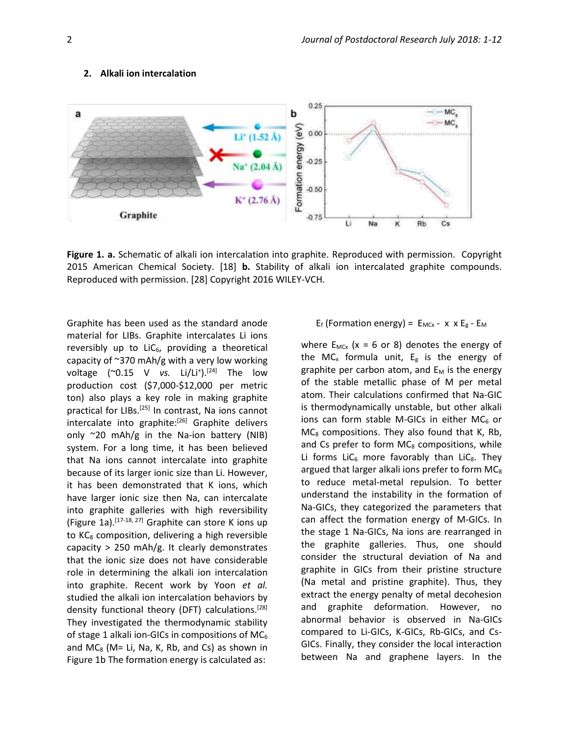## 2. Alkali ion intercalation

**Figure 1. a.** Schematic of alkali ion intercalation into graphite. Reproduced with permission. Copyright 2015 American Chemical Society. [18] **b.** Stability of alkali ion intercalated graphite compounds. Reproduced with permission. [28] Copyright 2016 WILEY-VCH.

Graphite has been used as the standard anode material for LIBs. Graphite intercalates Li ions reversibly up to $LiC_6$, providing a theoretical capacity of ~370 mAh/g with a very low working voltage (~0.15 V *vs.* $Li/Li^+$).[24] The low production cost ($7,000-$12,000 per metric ton) also plays a key role in making graphite practical for LIBs.[25] In contrast, Na ions cannot intercalate into graphite:[26] Graphite delivers only ~20 mAh/g in the Na-ion battery (NIB) system. For a long time, it has been believed that Na ions cannot intercalate into graphite because of its larger ionic size than Li. However, it has been demonstrated that K ions, which have larger ionic size then Na, can intercalate into graphite galleries with high reversibility (Figure 1a).[17-18, 27] Graphite can store K ions up to $KC_8$ composition, delivering a high reversible capacity > 250 mAh/g. It clearly demonstrates that the ionic size does not have considerable role in determining the alkali ion intercalation into graphite. Recent work by Yoon *et al.* studied the alkali ion intercalation behaviors by density functional theory (DFT) calculations.[28] They investigated the thermodynamic stability of stage 1 alkali ion-GICs in compositions of $MC_6$ and $MC_8$ (M= Li, Na, K, Rb, and Cs) as shown in Figure 1b The formation energy is calculated as:

$$E_f \text{ (Formation energy)} = E_{MCx} - x \times E_g - E_M$$

where $E_{MCx}$ (x = 6 or 8) denotes the energy of the $MC_x$ formula unit, $E_g$ is the energy of graphite per carbon atom, and $E_M$ is the energy of the stable metallic phase of M per metal atom. Their calculations confirmed that Na-GIC is thermodynamically unstable, but other alkali ions can form stable M-GICs in either $MC_6$ or $MC_8$ compositions. They also found that K, Rb, and Cs prefer to form $MC_8$ compositions, while Li forms $LiC_6$ more favorably than $LiC_8$. They argued that larger alkali ions prefer to form $MC_8$ to reduce metal-metal repulsion. To better understand the instability in the formation of Na-GICs, they categorized the parameters that can affect the formation energy of M-GICs. In the stage 1 Na-GICs, Na ions are rearranged in the graphite galleries. Thus, one should consider the structural deviation of Na and graphite in GICs from their pristine structure (Na metal and pristine graphite). Thus, they extract the energy penalty of metal decohesion and graphite deformation. However, no abnormal behavior is observed in Na-GICs compared to Li-GICs, K-GICs, Rb-GICs, and Cs-GICs. Finally, they consider the local interaction between Na and graphene layers. In the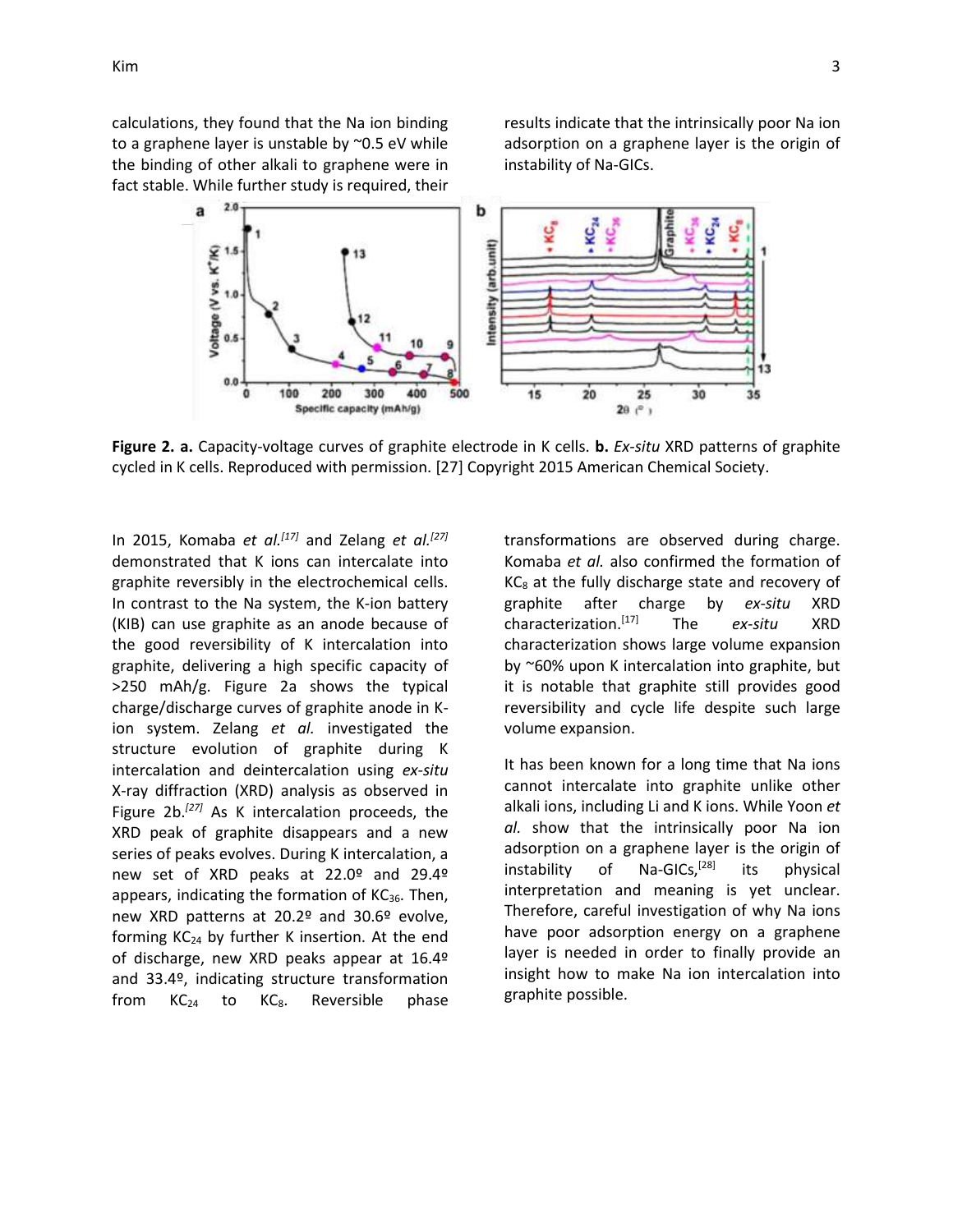calculations, they found that the Na ion binding to a graphene layer is unstable by ~0.5 eV while the binding of other alkali to graphene were in fact stable. While further study is required, their results indicate that the intrinsically poor Na ion adsorption on a graphene layer is the origin of instability of Na-GICs.

**Figure 2. a.** Capacity-voltage curves of graphite electrode in K cells. **b.** *Ex-situ* XRD patterns of graphite cycled in K cells. Reproduced with permission. [27] Copyright 2015 American Chemical Society.

In 2015, Komaba *et al.*[17] and Zelang *et al.*[27] demonstrated that K ions can intercalate into graphite reversibly in the electrochemical cells. In contrast to the Na system, the K-ion battery (KIB) can use graphite as an anode because of the good reversibility of K intercalation into graphite, delivering a high specific capacity of >250 mAh/g. Figure 2a shows the typical charge/discharge curves of graphite anode in K-ion system. Zelang *et al.* investigated the structure evolution of graphite during K intercalation and deintercalation using *ex-situ* X-ray diffraction (XRD) analysis as observed in Figure 2b.[27] As K intercalation proceeds, the XRD peak of graphite disappears and a new series of peaks evolves. During K intercalation, a new set of XRD peaks at 22.0º and 29.4º appears, indicating the formation of $KC_{36}$. Then, new XRD patterns at 20.2º and 30.6º evolve, forming $KC_{24}$ by further K insertion. At the end of discharge, new XRD peaks appear at 16.4º and 33.4º, indicating structure transformation from $KC_{24}$ to $KC_8$. Reversible phase transformations are observed during charge. Komaba *et al.* also confirmed the formation of $KC_8$ at the fully discharge state and recovery of graphite after charge by *ex-situ* XRD characterization.[17] The *ex-situ* XRD characterization shows large volume expansion by ~60% upon K intercalation into graphite, but it is notable that graphite still provides good reversibility and cycle life despite such large volume expansion.

It has been known for a long time that Na ions cannot intercalate into graphite unlike other alkali ions, including Li and K ions. While Yoon *et al.* show that the intrinsically poor Na ion adsorption on a graphene layer is the origin of instability of Na-GICs,[28] its physical interpretation and meaning is yet unclear. Therefore, careful investigation of why Na ions have poor adsorption energy on a graphene layer is needed in order to finally provide an insight how to make Na ion intercalation into graphite possible.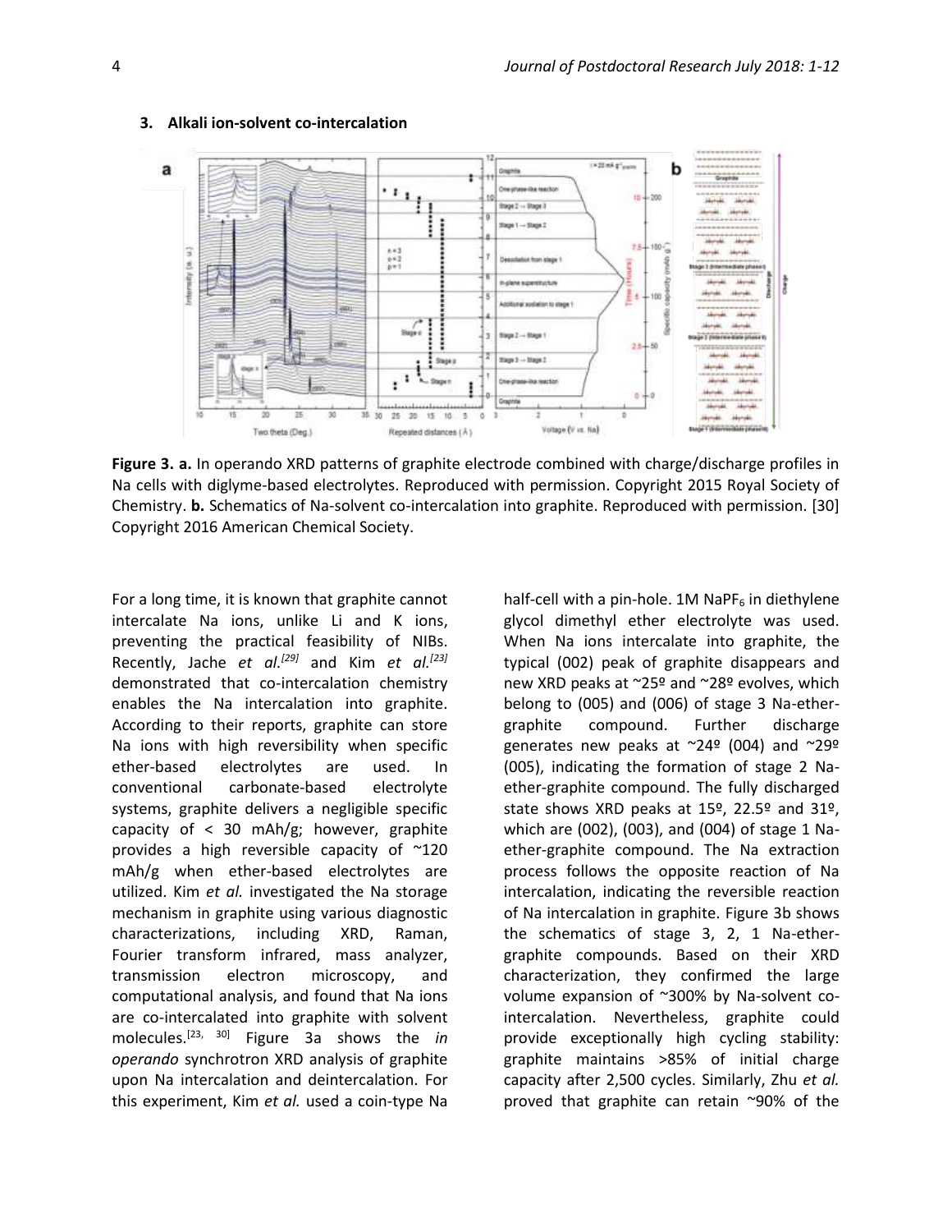## 3. Alkali ion-solvent co-intercalation

**Figure 3. a.** In operando XRD patterns of graphite electrode combined with charge/discharge profiles in Na cells with diglyme-based electrolytes. Reproduced with permission. Copyright 2015 Royal Society of Chemistry. **b.** Schematics of Na-solvent co-intercalation into graphite. Reproduced with permission. [30] Copyright 2016 American Chemical Society.

For a long time, it is known that graphite cannot intercalate Na ions, unlike Li and K ions, preventing the practical feasibility of NIBs. Recently, Jache *et al.*[29] and Kim *et al.*[23] demonstrated that co-intercalation chemistry enables the Na intercalation into graphite. According to their reports, graphite can store Na ions with high reversibility when specific ether-based electrolytes are used. In conventional carbonate-based electrolyte systems, graphite delivers a negligible specific capacity of < 30 mAh/g; however, graphite provides a high reversible capacity of ~120 mAh/g when ether-based electrolytes are utilized. Kim *et al.* investigated the Na storage mechanism in graphite using various diagnostic characterizations, including XRD, Raman, Fourier transform infrared, mass analyzer, transmission electron microscopy, and computational analysis, and found that Na ions are co-intercalated into graphite with solvent molecules.[23, 30] Figure 3a shows the *in operando* synchrotron XRD analysis of graphite upon Na intercalation and deintercalation. For this experiment, Kim *et al.* used a coin-type Na half-cell with a pin-hole. 1M $NaPF_6$ in diethylene glycol dimethyl ether electrolyte was used. When Na ions intercalate into graphite, the typical (002) peak of graphite disappears and new XRD peaks at ~25º and ~28º evolves, which belong to (005) and (006) of stage 3 Na-ether-graphite compound. Further discharge generates new peaks at ~24º (004) and ~29º (005), indicating the formation of stage 2 Na-ether-graphite compound. The fully discharged state shows XRD peaks at 15º, 22.5º and 31º, which are (002), (003), and (004) of stage 1 Na-ether-graphite compound. The Na extraction process follows the opposite reaction of Na intercalation, indicating the reversible reaction of Na intercalation in graphite. Figure 3b shows the schematics of stage 3, 2, 1 Na-ether-graphite compounds. Based on their XRD characterization, they confirmed the large volume expansion of ~300% by Na-solvent co-intercalation. Nevertheless, graphite could provide exceptionally high cycling stability: graphite maintains >85% of initial charge capacity after 2,500 cycles. Similarly, Zhu *et al.* proved that graphite can retain ~90% of the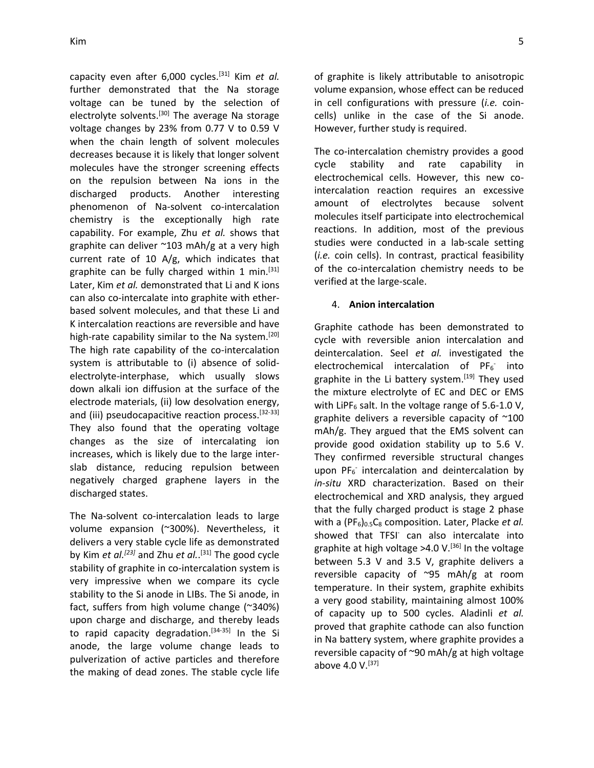capacity even after 6,000 cycles.[31] Kim *et al.* further demonstrated that the Na storage voltage can be tuned by the selection of electrolyte solvents.[30] The average Na storage voltage changes by 23% from 0.77 V to 0.59 V when the chain length of solvent molecules decreases because it is likely that longer solvent molecules have the stronger screening effects on the repulsion between Na ions in the discharged products. Another interesting phenomenon of Na-solvent co-intercalation chemistry is the exceptionally high rate capability. For example, Zhu *et al.* shows that graphite can deliver ~103 mAh/g at a very high current rate of 10 A/g, which indicates that graphite can be fully charged within 1 min.[31] Later, Kim *et al.* demonstrated that Li and K ions can also co-intercalate into graphite with ether-based solvent molecules, and that these Li and K intercalation reactions are reversible and have high-rate capability similar to the Na system.[20] The high rate capability of the co-intercalation system is attributable to (i) absence of solid-electrolyte-interphase, which usually slows down alkali ion diffusion at the surface of the electrode materials, (ii) low desolvation energy, and (iii) pseudocapacitive reaction process.[32-33] They also found that the operating voltage changes as the size of intercalating ion increases, which is likely due to the large inter-slab distance, reducing repulsion between negatively charged graphene layers in the discharged states.

The Na-solvent co-intercalation leads to large volume expansion (~300%). Nevertheless, it delivers a very stable cycle life as demonstrated by Kim *et al.*[23] and Zhu *et al.*.[31] The good cycle stability of graphite in co-intercalation system is very impressive when we compare its cycle stability to the Si anode in LIBs. The Si anode, in fact, suffers from high volume change (~340%) upon charge and discharge, and thereby leads to rapid capacity degradation.[34-35] In the Si anode, the large volume change leads to pulverization of active particles and therefore the making of dead zones. The stable cycle life of graphite is likely attributable to anisotropic volume expansion, whose effect can be reduced in cell configurations with pressure (*i.e.* coin-cells) unlike in the case of the Si anode. However, further study is required.

The co-intercalation chemistry provides a good cycle stability and rate capability in electrochemical cells. However, this new co-intercalation reaction requires an excessive amount of electrolytes because solvent molecules itself participate into electrochemical reactions. In addition, most of the previous studies were conducted in a lab-scale setting (*i.e.* coin cells). In contrast, practical feasibility of the co-intercalation chemistry needs to be verified at the large-scale.

## 4. **Anion intercalation**

Graphite cathode has been demonstrated to cycle with reversible anion intercalation and deintercalation. Seel *et al.* investigated the electrochemical intercalation of $PF_6^-$ into graphite in the Li battery system.[19] They used the mixture electrolyte of EC and DEC or EMS with $LiPF_6$ salt. In the voltage range of 5.6-1.0 V, graphite delivers a reversible capacity of ~100 mAh/g. They argued that the EMS solvent can provide good oxidation stability up to 5.6 V. They confirmed reversible structural changes upon $PF_6^-$ intercalation and deintercalation by *in-situ* XRD characterization. Based on their electrochemical and XRD analysis, they argued that the fully charged product is stage 2 phase with a $(PF_6)_{0.5}C_8$ composition. Later, Placke *et al.* showed that $TFSI^-$ can also intercalate into graphite at high voltage >4.0 V.[36] In the voltage between 5.3 V and 3.5 V, graphite delivers a reversible capacity of ~95 mAh/g at room temperature. In their system, graphite exhibits a very good stability, maintaining almost 100% of capacity up to 500 cycles. Aladinli *et al.* proved that graphite cathode can also function in Na battery system, where graphite provides a reversible capacity of ~90 mAh/g at high voltage above 4.0 V.[37]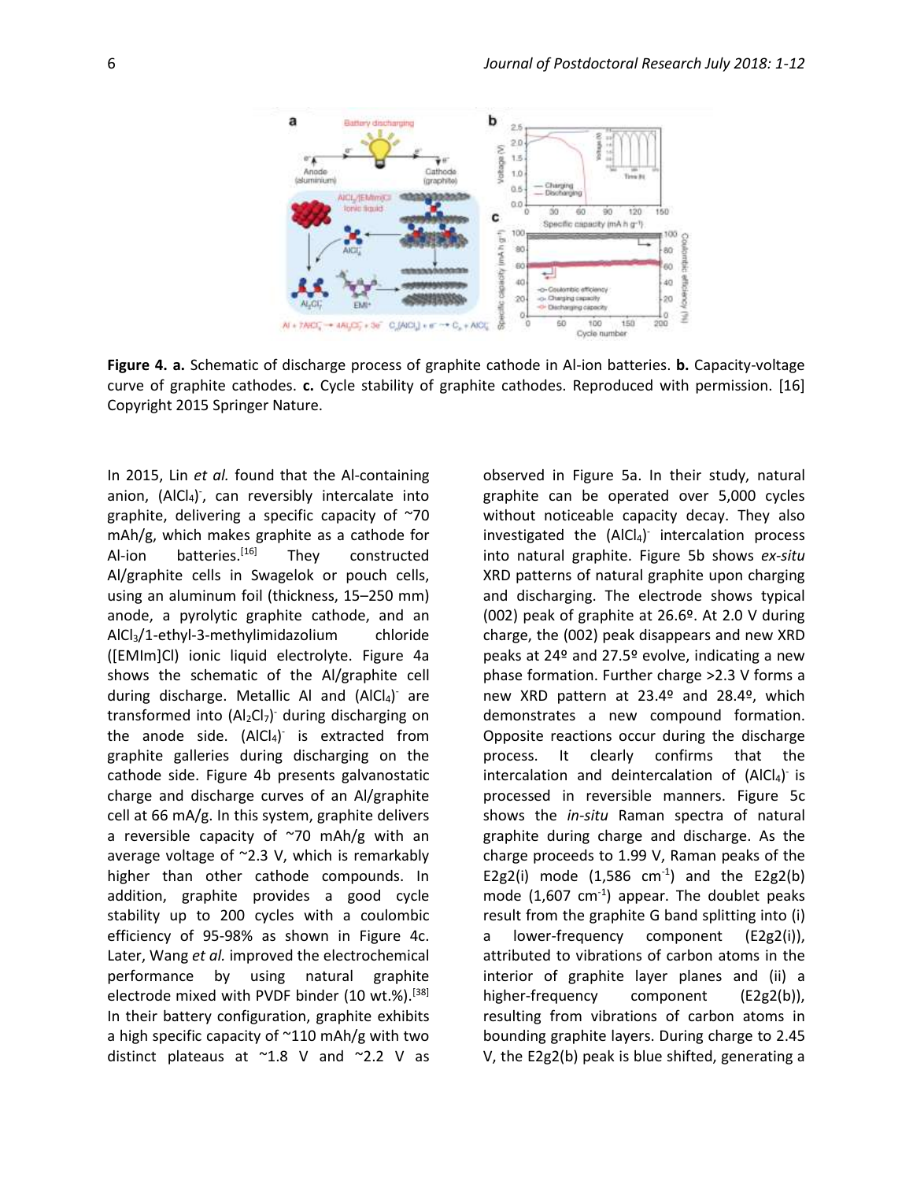**Figure 4. a.** Schematic of discharge process of graphite cathode in Al-ion batteries. **b.** Capacity-voltage curve of graphite cathodes. **c.** Cycle stability of graphite cathodes. Reproduced with permission. [16] Copyright 2015 Springer Nature.

In 2015, Lin *et al.* found that the Al-containing anion, $(AlCl_4)^-$, can reversibly intercalate into graphite, delivering a specific capacity of ~70 mAh/g, which makes graphite as a cathode for Al-ion batteries.[16] They constructed Al/graphite cells in Swagelok or pouch cells, using an aluminum foil (thickness, 15–250 mm) anode, a pyrolytic graphite cathode, and an $AlCl_3$/1-ethyl-3-methylimidazolium chloride ([EMIm]Cl) ionic liquid electrolyte. Figure 4a shows the schematic of the Al/graphite cell during discharge. Metallic Al and $(AlCl_4)^-$ are transformed into $(Al_2Cl_7)^-$ during discharging on the anode side. $(AlCl_4)^-$ is extracted from graphite galleries during discharging on the cathode side. Figure 4b presents galvanostatic charge and discharge curves of an Al/graphite cell at 66 mA/g. In this system, graphite delivers a reversible capacity of ~70 mAh/g with an average voltage of ~2.3 V, which is remarkably higher than other cathode compounds. In addition, graphite provides a good cycle stability up to 200 cycles with a coulombic efficiency of 95-98% as shown in Figure 4c. Later, Wang *et al.* improved the electrochemical performance by using natural graphite electrode mixed with PVDF binder (10 wt.%).[38] In their battery configuration, graphite exhibits a high specific capacity of ~110 mAh/g with two distinct plateaus at ~1.8 V and ~2.2 V as observed in Figure 5a. In their study, natural graphite can be operated over 5,000 cycles without noticeable capacity decay. They also investigated the $(AlCl_4)^-$ intercalation process into natural graphite. Figure 5b shows *ex-situ* XRD patterns of natural graphite upon charging and discharging. The electrode shows typical (002) peak of graphite at 26.6º. At 2.0 V during charge, the (002) peak disappears and new XRD peaks at 24º and 27.5º evolve, indicating a new phase formation. Further charge >2.3 V forms a new XRD pattern at 23.4º and 28.4º, which demonstrates a new compound formation. Opposite reactions occur during the discharge process. It clearly confirms that the intercalation and deintercalation of $(AlCl_4)^-$ is processed in reversible manners. Figure 5c shows the *in-situ* Raman spectra of natural graphite during charge and discharge. As the charge proceeds to 1.99 V, Raman peaks of the E2g2(i) mode (1,586 $cm^{-1}$) and the E2g2(b) mode (1,607 $cm^{-1}$) appear. The doublet peaks result from the graphite G band splitting into (i) a lower-frequency component (E2g2(i)), attributed to vibrations of carbon atoms in the interior of graphite layer planes and (ii) a higher-frequency component (E2g2(b)), resulting from vibrations of carbon atoms in bounding graphite layers. During charge to 2.45 V, the E2g2(b) peak is blue shifted, generating a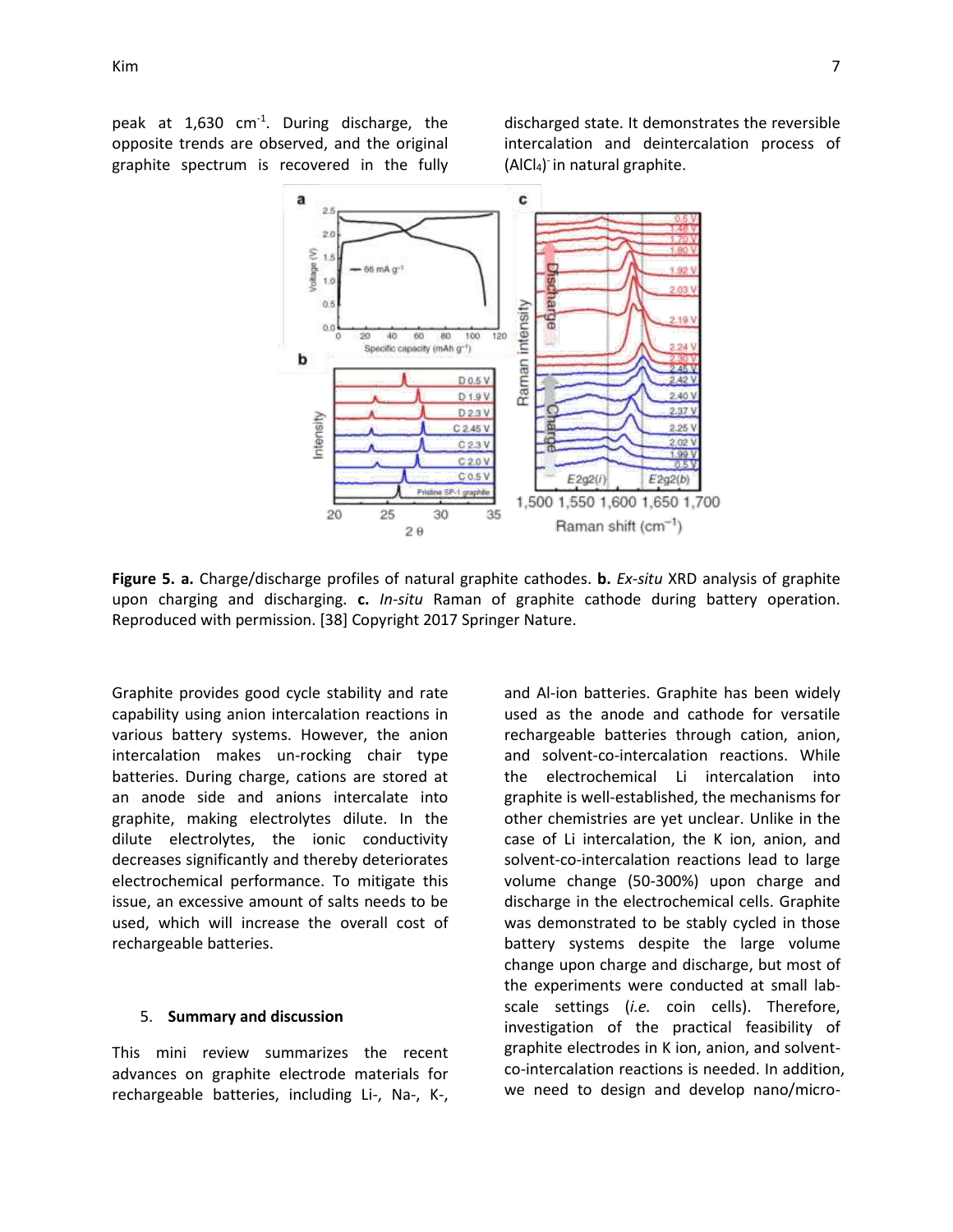peak at 1,630 cm$^{-1}$. During discharge, the opposite trends are observed, and the original graphite spectrum is recovered in the fully discharged state. It demonstrates the reversible intercalation and deintercalation process of $(AlCl_4)^-$ in natural graphite.

**Figure 5. a.** Charge/discharge profiles of natural graphite cathodes. **b.** *Ex-situ* XRD analysis of graphite upon charging and discharging. **c.** *In-situ* Raman of graphite cathode during battery operation. Reproduced with permission. [38] Copyright 2017 Springer Nature.

Graphite provides good cycle stability and rate capability using anion intercalation reactions in various battery systems. However, the anion intercalation makes un-rocking chair type batteries. During charge, cations are stored at an anode side and anions intercalate into graphite, making electrolytes dilute. In the dilute electrolytes, the ionic conductivity decreases significantly and thereby deteriorates electrochemical performance. To mitigate this issue, an excessive amount of salts needs to be used, which will increase the overall cost of rechargeable batteries.

## 5. Summary and discussion

This mini review summarizes the recent advances on graphite electrode materials for rechargeable batteries, including Li-, Na-, K-, and Al-ion batteries. Graphite has been widely used as the anode and cathode for versatile rechargeable batteries through cation, anion, and solvent-co-intercalation reactions. While the electrochemical Li intercalation into graphite is well-established, the mechanisms for other chemistries are yet unclear. Unlike in the case of Li intercalation, the K ion, anion, and solvent-co-intercalation reactions lead to large volume change (50-300%) upon charge and discharge in the electrochemical cells. Graphite was demonstrated to be stably cycled in those battery systems despite the large volume change upon charge and discharge, but most of the experiments were conducted at small lab-scale settings (*i.e.* coin cells). Therefore, investigation of the practical feasibility of graphite electrodes in K ion, anion, and solvent-co-intercalation reactions is needed. In addition, we need to design and develop nano/micro-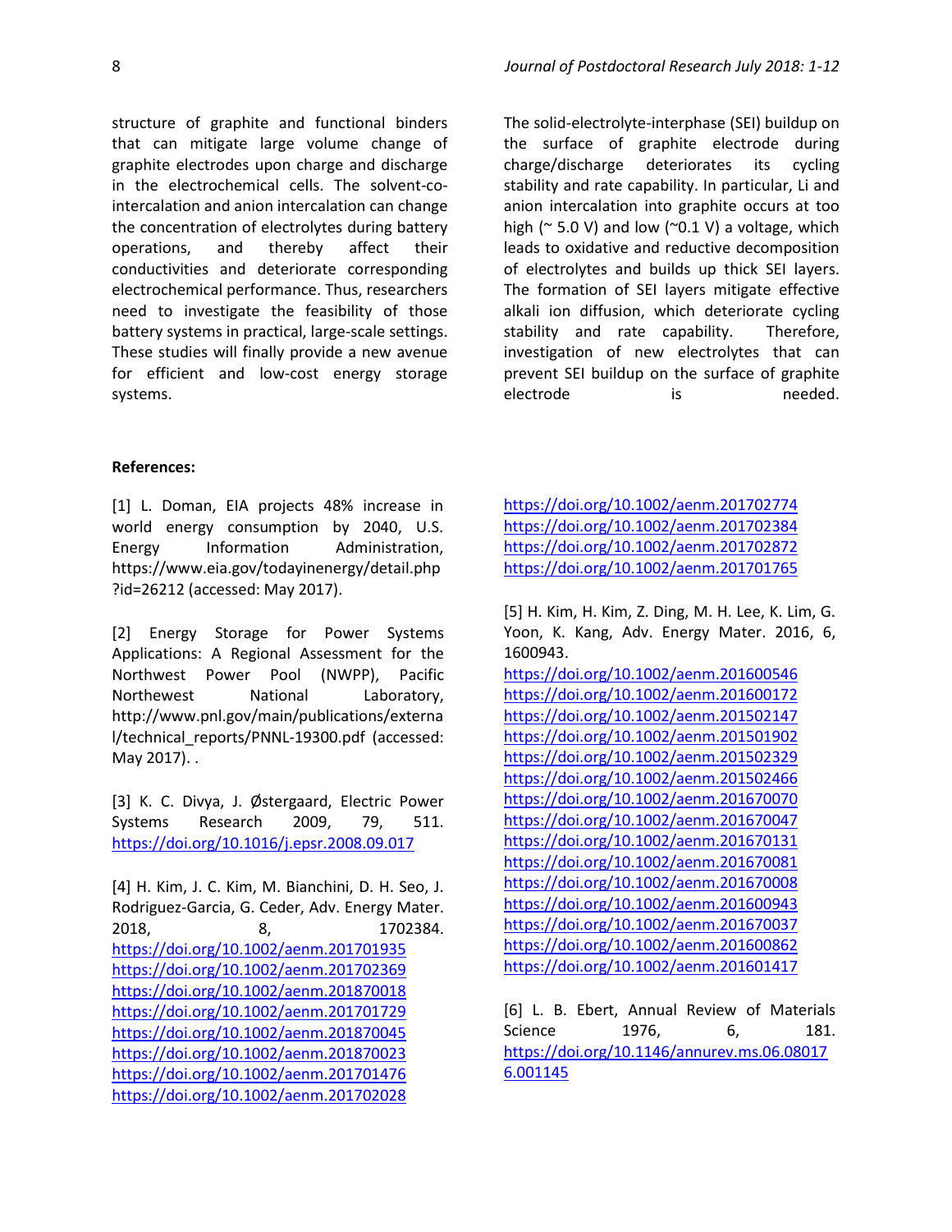structure of graphite and functional binders that can mitigate large volume change of graphite electrodes upon charge and discharge in the electrochemical cells. The solvent-co-intercalation and anion intercalation can change the concentration of electrolytes during battery operations, and thereby affect their conductivities and deteriorate corresponding electrochemical performance. Thus, researchers need to investigate the feasibility of those battery systems in practical, large-scale settings. These studies will finally provide a new avenue for efficient and low-cost energy storage systems.

The solid-electrolyte-interphase (SEI) buildup on the surface of graphite electrode during charge/discharge deteriorates its cycling stability and rate capability. In particular, Li and anion intercalation into graphite occurs at too high (~ 5.0 V) and low (~0.1 V) a voltage, which leads to oxidative and reductive decomposition of electrolytes and builds up thick SEI layers. The formation of SEI layers mitigate effective alkali ion diffusion, which deteriorate cycling stability and rate capability. Therefore, investigation of new electrolytes that can prevent SEI buildup on the surface of graphite electrode is needed.

**References:**

[1] L. Doman, EIA projects 48% increase in world energy consumption by 2040, U.S. Energy Information Administration, https://www.eia.gov/todayinenergy/detail.php?id=26212 (accessed: May 2017).

[2] Energy Storage for Power Systems Applications: A Regional Assessment for the Northwest Power Pool (NWPP), Pacific Northewest National Laboratory, http://www.pnl.gov/main/publications/external/technical_reports/PNNL-19300.pdf (accessed: May 2017). .

[3] K. C. Divya, J. Østergaard, Electric Power Systems Research 2009, 79, 511. https://doi.org/10.1016/j.epsr.2008.09.017

[4] H. Kim, J. C. Kim, M. Bianchini, D. H. Seo, J. Rodriguez-Garcia, G. Ceder, Adv. Energy Mater. 2018, 8, 1702384.
https://doi.org/10.1002/aenm.201701935
https://doi.org/10.1002/aenm.201702369
https://doi.org/10.1002/aenm.201870018
https://doi.org/10.1002/aenm.201701729
https://doi.org/10.1002/aenm.201870045
https://doi.org/10.1002/aenm.201870023
https://doi.org/10.1002/aenm.201701476
https://doi.org/10.1002/aenm.201702028
https://doi.org/10.1002/aenm.201702774
https://doi.org/10.1002/aenm.201702384
https://doi.org/10.1002/aenm.201702872
https://doi.org/10.1002/aenm.201701765

[5] H. Kim, H. Kim, Z. Ding, M. H. Lee, K. Lim, G. Yoon, K. Kang, Adv. Energy Mater. 2016, 6, 1600943.
https://doi.org/10.1002/aenm.201600546
https://doi.org/10.1002/aenm.201600172
https://doi.org/10.1002/aenm.201502147
https://doi.org/10.1002/aenm.201501902
https://doi.org/10.1002/aenm.201502329
https://doi.org/10.1002/aenm.201502466
https://doi.org/10.1002/aenm.201670070
https://doi.org/10.1002/aenm.201670047
https://doi.org/10.1002/aenm.201670131
https://doi.org/10.1002/aenm.201670081
https://doi.org/10.1002/aenm.201670008
https://doi.org/10.1002/aenm.201600943
https://doi.org/10.1002/aenm.201670037
https://doi.org/10.1002/aenm.201600862
https://doi.org/10.1002/aenm.201601417

[6] L. B. Ebert, Annual Review of Materials Science 1976, 6, 181. https://doi.org/10.1146/annurev.ms.06.080176.001145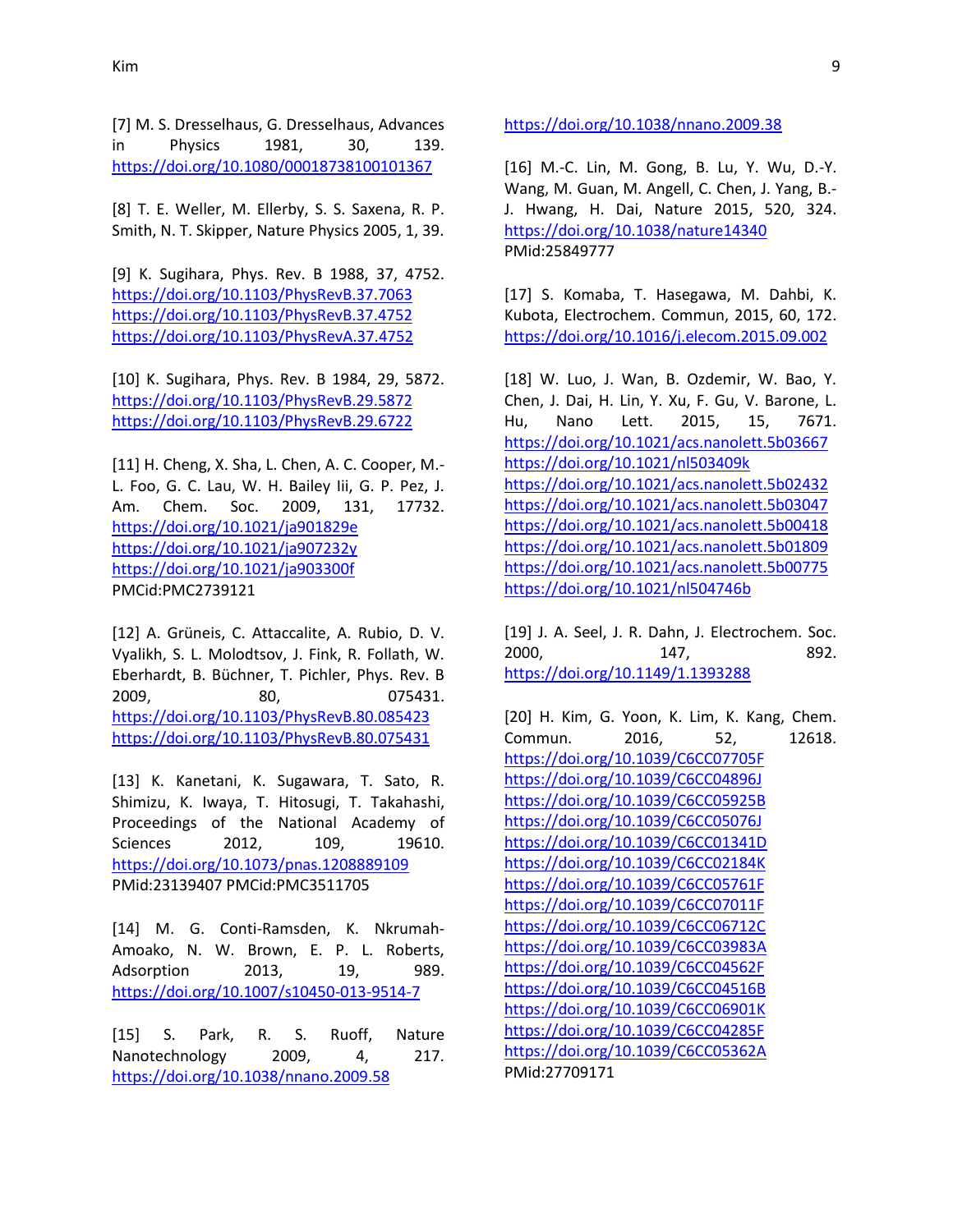[7] M. S. Dresselhaus, G. Dresselhaus, Advances in Physics 1981, 30, 139. https://doi.org/10.1080/00018738100101367

[8] T. E. Weller, M. Ellerby, S. S. Saxena, R. P. Smith, N. T. Skipper, Nature Physics 2005, 1, 39.

[9] K. Sugihara, Phys. Rev. B 1988, 37, 4752. https://doi.org/10.1103/PhysRevB.37.7063 https://doi.org/10.1103/PhysRevB.37.4752 https://doi.org/10.1103/PhysRevA.37.4752

[10] K. Sugihara, Phys. Rev. B 1984, 29, 5872. https://doi.org/10.1103/PhysRevB.29.5872 https://doi.org/10.1103/PhysRevB.29.6722

[11] H. Cheng, X. Sha, L. Chen, A. C. Cooper, M.-L. Foo, G. C. Lau, W. H. Bailey Iii, G. P. Pez, J. Am. Chem. Soc. 2009, 131, 17732. https://doi.org/10.1021/ja901829e https://doi.org/10.1021/ja907232y https://doi.org/10.1021/ja903300f PMCid:PMC2739121

[12] A. Grüneis, C. Attaccalite, A. Rubio, D. V. Vyalikh, S. L. Molodtsov, J. Fink, R. Follath, W. Eberhardt, B. Büchner, T. Pichler, Phys. Rev. B 2009, 80, 075431. https://doi.org/10.1103/PhysRevB.80.085423 https://doi.org/10.1103/PhysRevB.80.075431

[13] K. Kanetani, K. Sugawara, T. Sato, R. Shimizu, K. Iwaya, T. Hitosugi, T. Takahashi, Proceedings of the National Academy of Sciences 2012, 109, 19610. https://doi.org/10.1073/pnas.1208889109 PMid:23139407 PMCid:PMC3511705

[14] M. G. Conti-Ramsden, K. Nkrumah-Amoako, N. W. Brown, E. P. L. Roberts, Adsorption 2013, 19, 989. https://doi.org/10.1007/s10450-013-9514-7

[15] S. Park, R. S. Ruoff, Nature Nanotechnology 2009, 4, 217. https://doi.org/10.1038/nnano.2009.58 https://doi.org/10.1038/nnano.2009.38

[16] M.-C. Lin, M. Gong, B. Lu, Y. Wu, D.-Y. Wang, M. Guan, M. Angell, C. Chen, J. Yang, B.-J. Hwang, H. Dai, Nature 2015, 520, 324. https://doi.org/10.1038/nature14340 PMid:25849777

[17] S. Komaba, T. Hasegawa, M. Dahbi, K. Kubota, Electrochem. Commun, 2015, 60, 172. https://doi.org/10.1016/j.elecom.2015.09.002

[18] W. Luo, J. Wan, B. Ozdemir, W. Bao, Y. Chen, J. Dai, H. Lin, Y. Xu, F. Gu, V. Barone, L. Hu, Nano Lett. 2015, 15, 7671. https://doi.org/10.1021/acs.nanolett.5b03667 https://doi.org/10.1021/nl503409k https://doi.org/10.1021/acs.nanolett.5b02432 https://doi.org/10.1021/acs.nanolett.5b03047 https://doi.org/10.1021/acs.nanolett.5b00418 https://doi.org/10.1021/acs.nanolett.5b01809 https://doi.org/10.1021/acs.nanolett.5b00775 https://doi.org/10.1021/nl504746b

[19] J. A. Seel, J. R. Dahn, J. Electrochem. Soc. 2000, 147, 892. https://doi.org/10.1149/1.1393288

[20] H. Kim, G. Yoon, K. Lim, K. Kang, Chem. Commun. 2016, 52, 12618. https://doi.org/10.1039/C6CC07705F https://doi.org/10.1039/C6CC04896J https://doi.org/10.1039/C6CC05925B https://doi.org/10.1039/C6CC05076J https://doi.org/10.1039/C6CC01341D https://doi.org/10.1039/C6CC02184K https://doi.org/10.1039/C6CC05761F https://doi.org/10.1039/C6CC07011F https://doi.org/10.1039/C6CC06712C https://doi.org/10.1039/C6CC03983A https://doi.org/10.1039/C6CC04562F https://doi.org/10.1039/C6CC04516B https://doi.org/10.1039/C6CC06901K https://doi.org/10.1039/C6CC04285F https://doi.org/10.1039/C6CC05362A PMid:27709171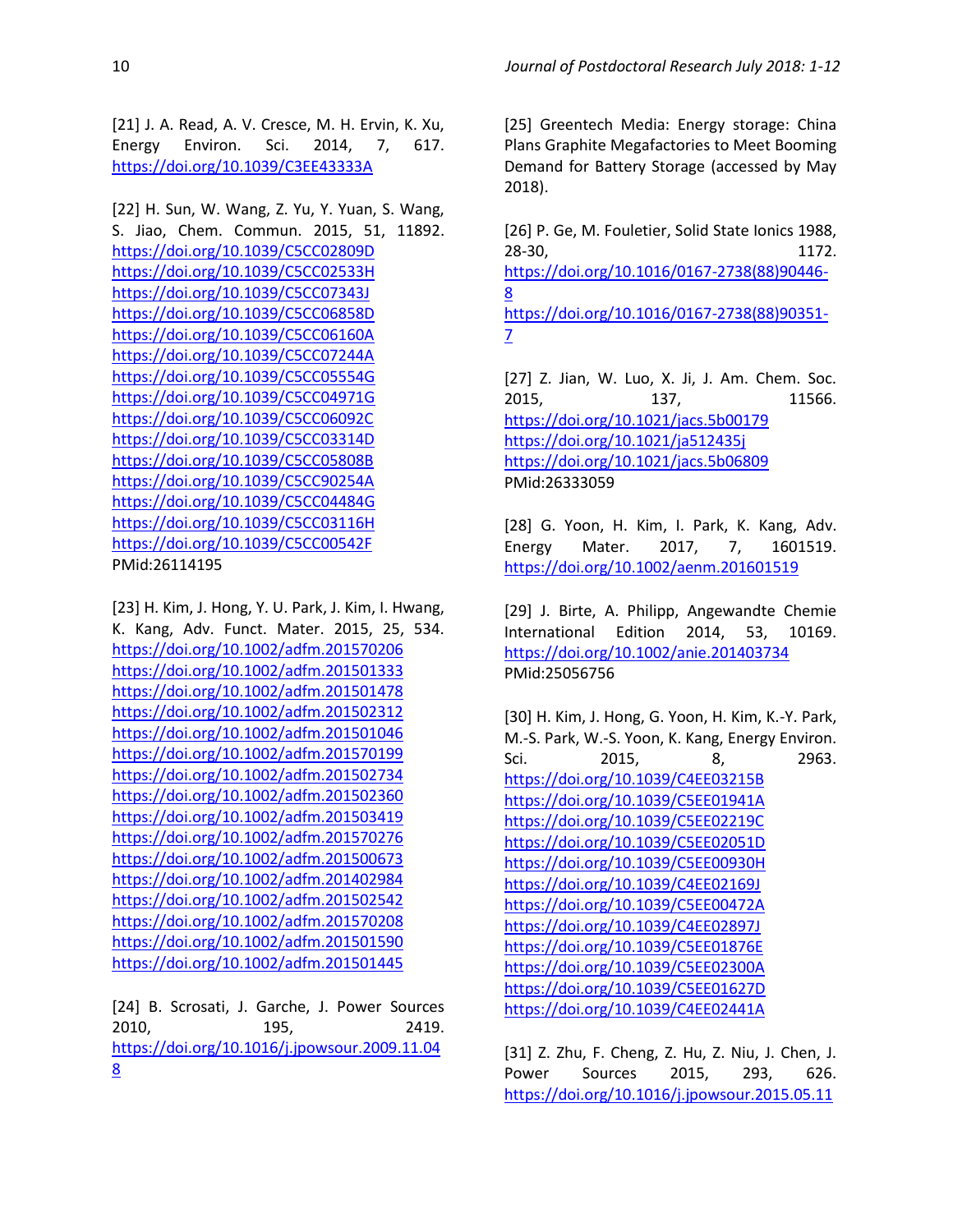[21] J. A. Read, A. V. Cresce, M. H. Ervin, K. Xu, Energy Environ. Sci. 2014, 7, 617. https://doi.org/10.1039/C3EE43333A

[22] H. Sun, W. Wang, Z. Yu, Y. Yuan, S. Wang, S. Jiao, Chem. Commun. 2015, 51, 11892. https://doi.org/10.1039/C5CC02809D https://doi.org/10.1039/C5CC02533H https://doi.org/10.1039/C5CC07343J https://doi.org/10.1039/C5CC06858D https://doi.org/10.1039/C5CC06160A https://doi.org/10.1039/C5CC07244A https://doi.org/10.1039/C5CC05554G https://doi.org/10.1039/C5CC04971G https://doi.org/10.1039/C5CC06092C https://doi.org/10.1039/C5CC03314D https://doi.org/10.1039/C5CC05808B https://doi.org/10.1039/C5CC90254A https://doi.org/10.1039/C5CC04484G https://doi.org/10.1039/C5CC03116H https://doi.org/10.1039/C5CC00542F PMid:26114195

[23] H. Kim, J. Hong, Y. U. Park, J. Kim, I. Hwang, K. Kang, Adv. Funct. Mater. 2015, 25, 534. https://doi.org/10.1002/adfm.201570206 https://doi.org/10.1002/adfm.201501333 https://doi.org/10.1002/adfm.201501478 https://doi.org/10.1002/adfm.201502312 https://doi.org/10.1002/adfm.201501046 https://doi.org/10.1002/adfm.201570199 https://doi.org/10.1002/adfm.201502734 https://doi.org/10.1002/adfm.201502360 https://doi.org/10.1002/adfm.201503419 https://doi.org/10.1002/adfm.201570276 https://doi.org/10.1002/adfm.201500673 https://doi.org/10.1002/adfm.201402984 https://doi.org/10.1002/adfm.201502542 https://doi.org/10.1002/adfm.201570208 https://doi.org/10.1002/adfm.201501590 https://doi.org/10.1002/adfm.201501445

[24] B. Scrosati, J. Garche, J. Power Sources 2010, 195, 2419. https://doi.org/10.1016/j.jpowsour.2009.11.048

[25] Greentech Media: Energy storage: China Plans Graphite Megafactories to Meet Booming Demand for Battery Storage (accessed by May 2018).

[26] P. Ge, M. Fouletier, Solid State Ionics 1988, 28-30, 1172. https://doi.org/10.1016/0167-2738(88)90446-8 https://doi.org/10.1016/0167-2738(88)90351-7

[27] Z. Jian, W. Luo, X. Ji, J. Am. Chem. Soc. 2015, 137, 11566. https://doi.org/10.1021/jacs.5b00179 https://doi.org/10.1021/ja512435j https://doi.org/10.1021/jacs.5b06809 PMid:26333059

[28] G. Yoon, H. Kim, I. Park, K. Kang, Adv. Energy Mater. 2017, 7, 1601519. https://doi.org/10.1002/aenm.201601519

[29] J. Birte, A. Philipp, Angewandte Chemie International Edition 2014, 53, 10169. https://doi.org/10.1002/anie.201403734 PMid:25056756

[30] H. Kim, J. Hong, G. Yoon, H. Kim, K.-Y. Park, M.-S. Park, W.-S. Yoon, K. Kang, Energy Environ. Sci. 2015, 8, 2963. https://doi.org/10.1039/C4EE03215B https://doi.org/10.1039/C5EE01941A https://doi.org/10.1039/C5EE02219C https://doi.org/10.1039/C5EE02051D https://doi.org/10.1039/C5EE00930H https://doi.org/10.1039/C4EE02169J https://doi.org/10.1039/C5EE00472A https://doi.org/10.1039/C4EE02897J https://doi.org/10.1039/C5EE01876E https://doi.org/10.1039/C5EE02300A https://doi.org/10.1039/C5EE01627D https://doi.org/10.1039/C4EE02441A

[31] Z. Zhu, F. Cheng, Z. Hu, Z. Niu, J. Chen, J. Power Sources 2015, 293, 626. https://doi.org/10.1016/j.jpowsour.2015.05.11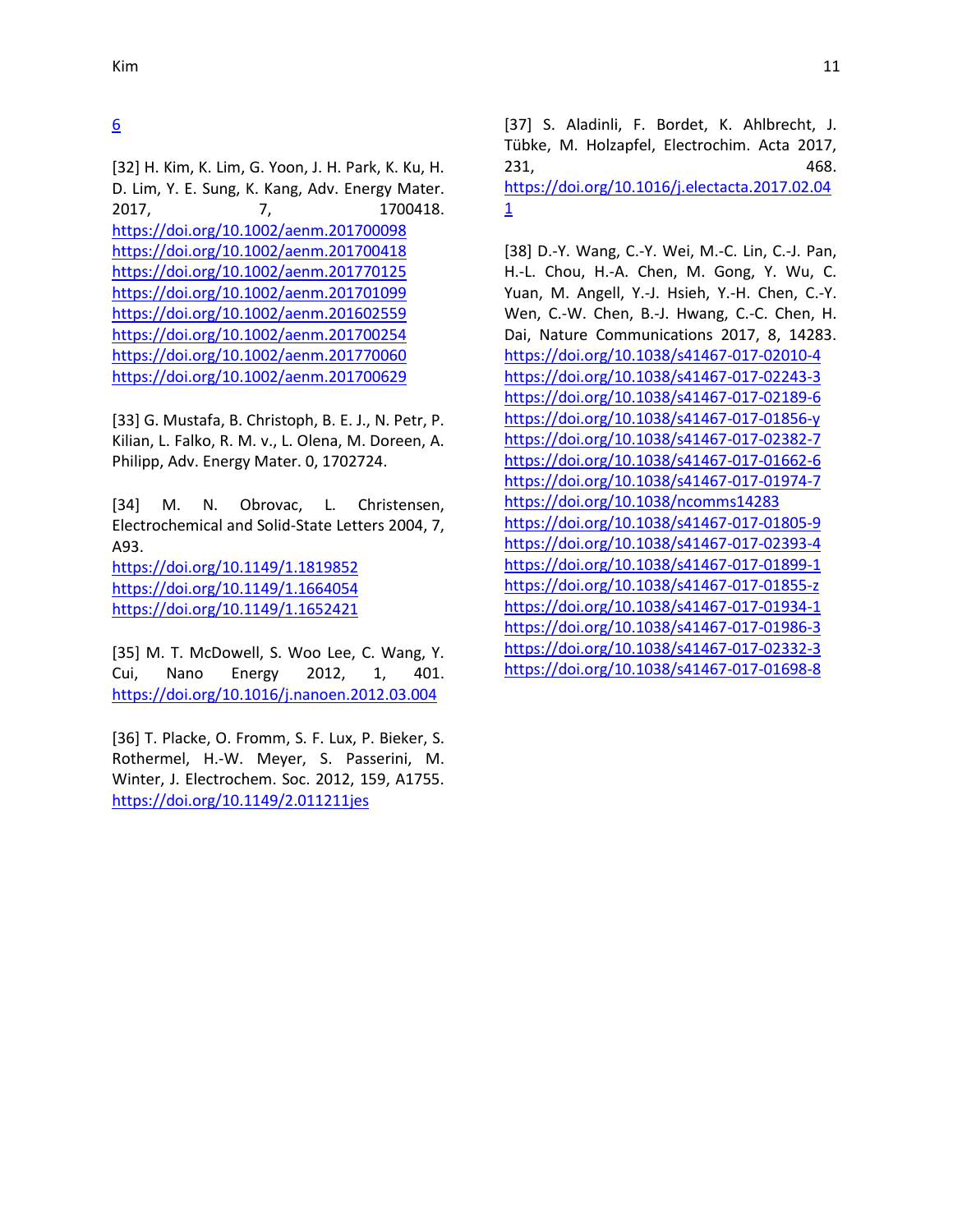6

[32] H. Kim, K. Lim, G. Yoon, J. H. Park, K. Ku, H. D. Lim, Y. E. Sung, K. Kang, Adv. Energy Mater. 2017, 7, 1700418.
https://doi.org/10.1002/aenm.201700098
https://doi.org/10.1002/aenm.201700418
https://doi.org/10.1002/aenm.201770125
https://doi.org/10.1002/aenm.201701099
https://doi.org/10.1002/aenm.201602559
https://doi.org/10.1002/aenm.201700254
https://doi.org/10.1002/aenm.201770060
https://doi.org/10.1002/aenm.201700629

[33] G. Mustafa, B. Christoph, B. E. J., N. Petr, P. Kilian, L. Falko, R. M. v., L. Olena, M. Doreen, A. Philipp, Adv. Energy Mater. 0, 1702724.

[34] M. N. Obrovac, L. Christensen, Electrochemical and Solid-State Letters 2004, 7, A93.
https://doi.org/10.1149/1.1819852
https://doi.org/10.1149/1.1664054
https://doi.org/10.1149/1.1652421

[35] M. T. McDowell, S. Woo Lee, C. Wang, Y. Cui, Nano Energy 2012, 1, 401. https://doi.org/10.1016/j.nanoen.2012.03.004

[36] T. Placke, O. Fromm, S. F. Lux, P. Bieker, S. Rothermel, H.-W. Meyer, S. Passerini, M. Winter, J. Electrochem. Soc. 2012, 159, A1755. https://doi.org/10.1149/2.011211jes

[37] S. Aladinli, F. Bordet, K. Ahlbrecht, J. Tübke, M. Holzapfel, Electrochim. Acta 2017, 231, 468. https://doi.org/10.1016/j.electacta.2017.02.041

[38] D.-Y. Wang, C.-Y. Wei, M.-C. Lin, C.-J. Pan, H.-L. Chou, H.-A. Chen, M. Gong, Y. Wu, C. Yuan, M. Angell, Y.-J. Hsieh, Y.-H. Chen, C.-Y. Wen, C.-W. Chen, B.-J. Hwang, C.-C. Chen, H. Dai, Nature Communications 2017, 8, 14283.
https://doi.org/10.1038/s41467-017-02010-4
https://doi.org/10.1038/s41467-017-02243-3
https://doi.org/10.1038/s41467-017-02189-6
https://doi.org/10.1038/s41467-017-01856-y
https://doi.org/10.1038/s41467-017-02382-7
https://doi.org/10.1038/s41467-017-01662-6
https://doi.org/10.1038/s41467-017-01974-7
https://doi.org/10.1038/ncomms14283
https://doi.org/10.1038/s41467-017-01805-9
https://doi.org/10.1038/s41467-017-02393-4
https://doi.org/10.1038/s41467-017-01899-1
https://doi.org/10.1038/s41467-017-01855-z
https://doi.org/10.1038/s41467-017-01934-1
https://doi.org/10.1038/s41467-017-01986-3
https://doi.org/10.1038/s41467-017-02332-3
https://doi.org/10.1038/s41467-017-01698-8